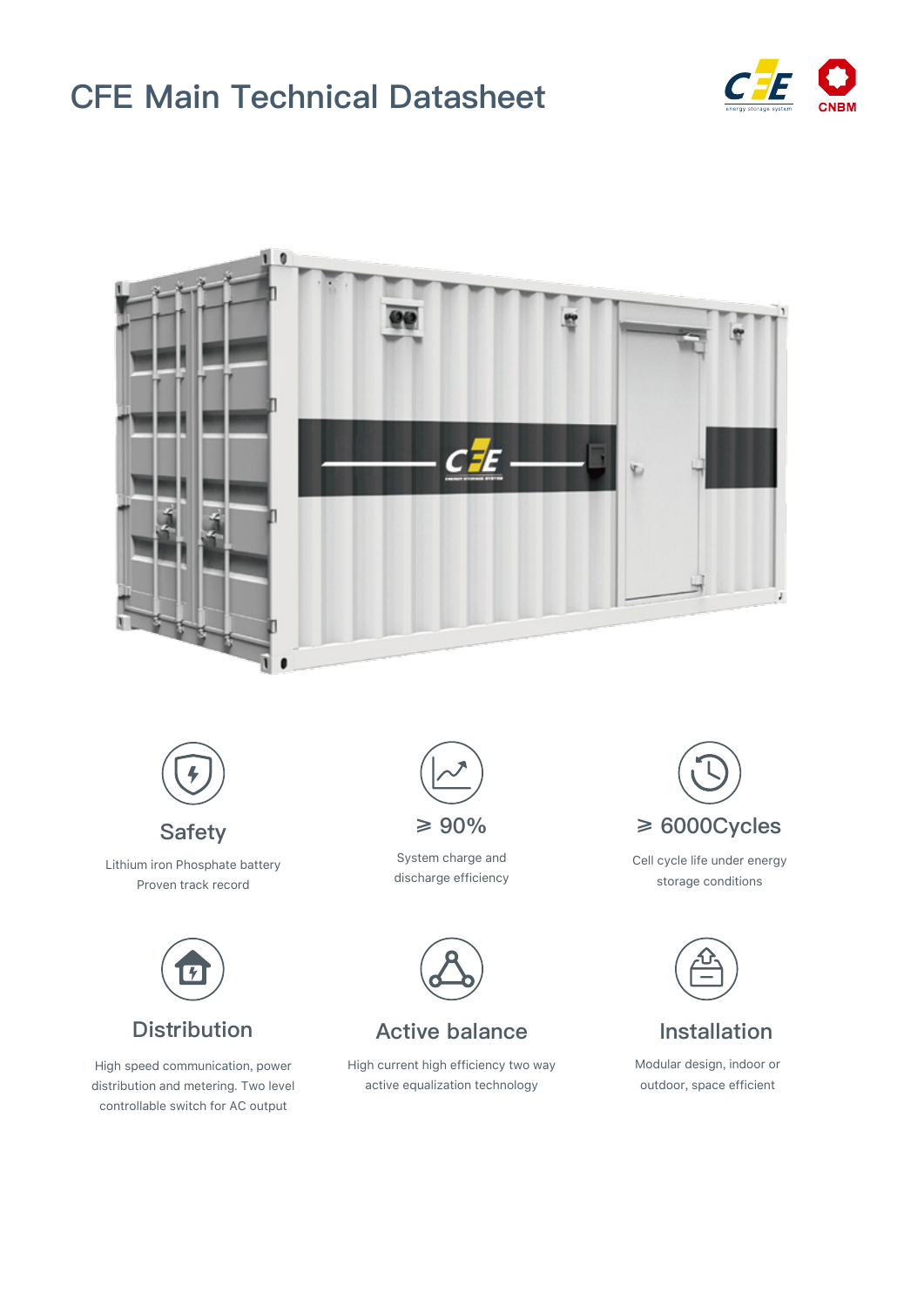# CFE Main Technical Datasheet

### Safety

Lithium iron Phosphate battery
Proven track record

### ⩾ 90%

System charge and discharge efficiency

### ⩾ 6000Cycles

Cell cycle life under energy storage conditions

### Distribution

High speed communication, power distribution and metering. Two level controllable switch for AC output

### Active balance

High current high efficiency two way active equalization technology

### Installation

Modular design, indoor or outdoor, space efficient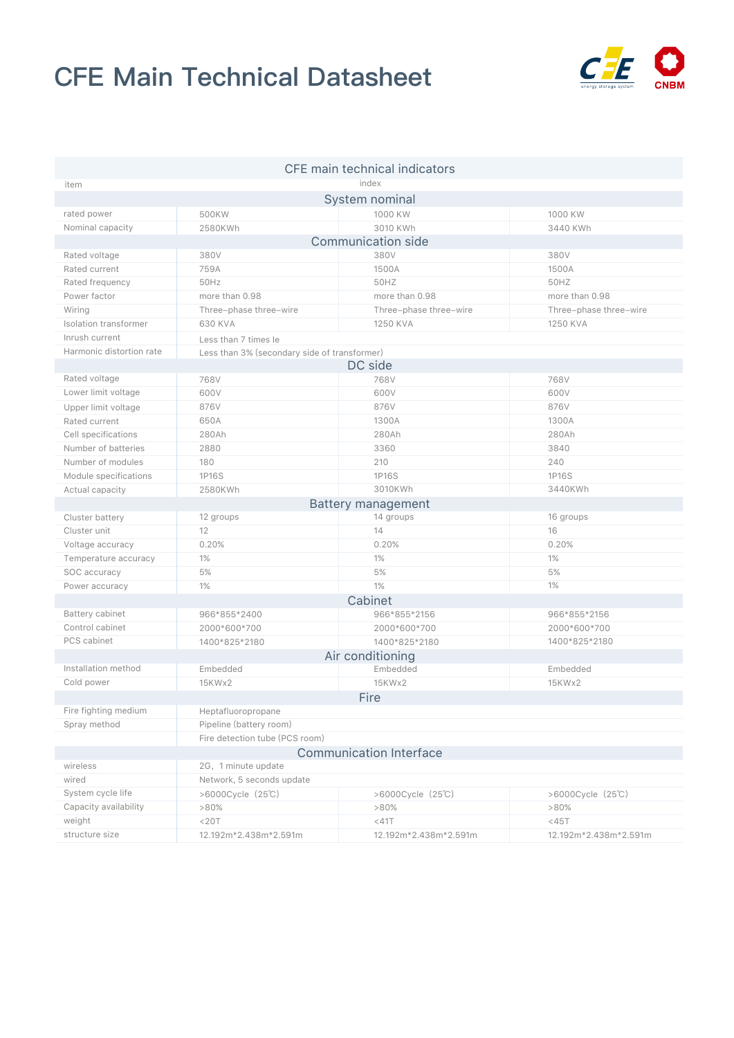# CFE Main Technical Datasheet

| CFE main technical indicators | | | |
|---|---|---|---|
| item | index | | |
| **System nominal** | | | |
| rated power | 500KW | 1000 KW | 1000 KW |
| Nominal capacity | 2580KWh | 3010 KWh | 3440 KWh |
| **Communication side** | | | |
| Rated voltage | 380V | 380V | 380V |
| Rated current | 759A | 1500A | 1500A |
| Rated frequency | 50Hz | 50HZ | 50HZ |
| Power factor | more than 0.98 | more than 0.98 | more than 0.98 |
| Wiring | Three–phase three–wire | Three–phase three–wire | Three–phase three–wire |
| Isolation transformer | 630 KVA | 1250 KVA | 1250 KVA |
| Inrush current | Less than 7 times Ie | | |
| Harmonic distortion rate | Less than 3% (secondary side of transformer) | | |
| **DC side** | | | |
| Rated voltage | 768V | 768V | 768V |
| Lower limit voltage | 600V | 600V | 600V |
| Upper limit voltage | 876V | 876V | 876V |
| Rated current | 650A | 1300A | 1300A |
| Cell specifications | 280Ah | 280Ah | 280Ah |
| Number of batteries | 2880 | 3360 | 3840 |
| Number of modules | 180 | 210 | 240 |
| Module specifications | 1P16S | 1P16S | 1P16S |
| Actual capacity | 2580KWh | 3010KWh | 3440KWh |
| **Battery management** | | | |
| Cluster battery | 12 groups | 14 groups | 16 groups |
| Cluster unit | 12 | 14 | 16 |
| Voltage accuracy | 0.20% | 0.20% | 0.20% |
| Temperature accuracy | 1% | 1% | 1% |
| SOC accuracy | 5% | 5% | 5% |
| Power accuracy | 1% | 1% | 1% |
| **Cabinet** | | | |
| Battery cabinet | 966*855*2400 | 966*855*2156 | 966*855*2156 |
| Control cabinet | 2000*600*700 | 2000*600*700 | 2000*600*700 |
| PCS cabinet | 1400*825*2180 | 1400*825*2180 | 1400*825*2180 |
| **Air conditioning** | | | |
| Installation method | Embedded | Embedded | Embedded |
| Cold power | 15KWx2 | 15KWx2 | 15KWx2 |
| **Fire** | | | |
| Fire fighting medium | Heptafluoropropane | | |
| Spray method | Pipeline (battery room) | | |
| | Fire detection tube (PCS room) | | |
| **Communication Interface** | | | |
| wireless | 2G, 1 minute update | | |
| wired | Network, 5 seconds update | | |
| System cycle life | >6000Cycle (25℃) | >6000Cycle (25℃) | >6000Cycle (25℃) |
| Capacity availability | >80% | >80% | >80% |
| weight | <20T | <41T | <45T |
| structure size | 12.192m*2.438m*2.591m | 12.192m*2.438m*2.591m | 12.192m*2.438m*2.591m |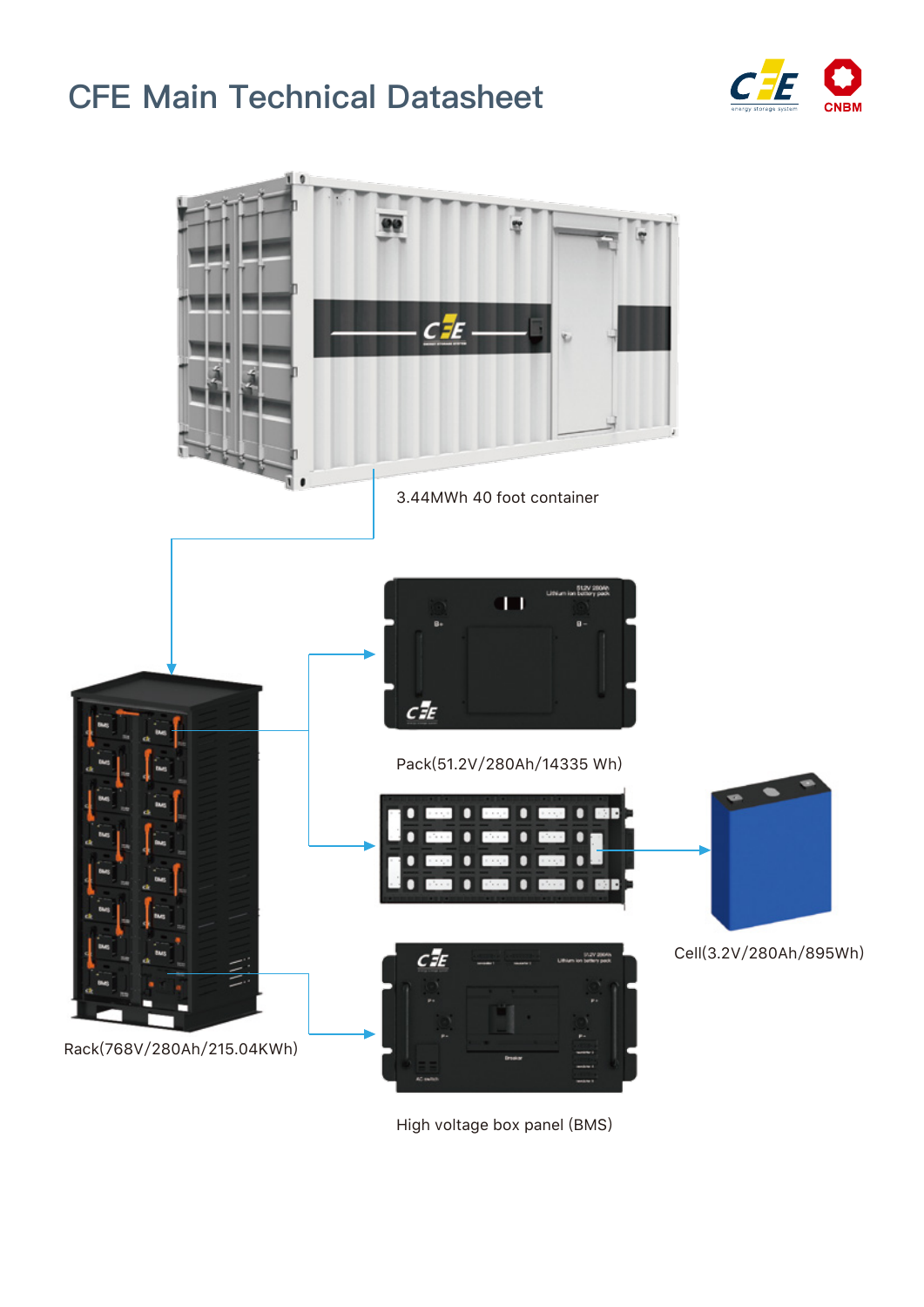# CFE Main Technical Datasheet

3.44MWh 40 foot container

Pack(51.2V/280Ah/14335 Wh)

Cell(3.2V/280Ah/895Wh)

Rack(768V/280Ah/215.04KWh)

High voltage box panel (BMS)